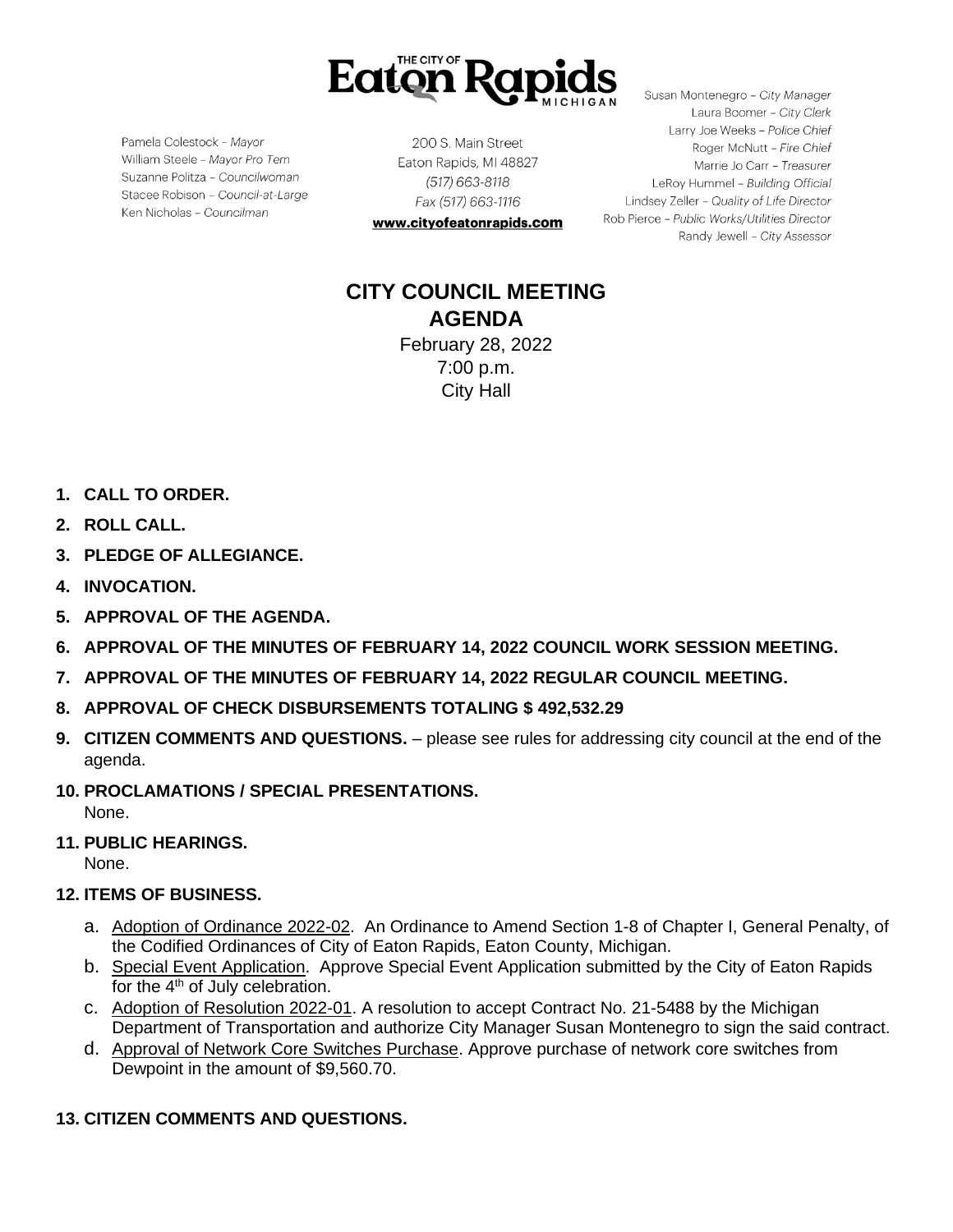THE CITY OF **Eaton Rapids** MICHIGAN

Pamela Colestock – *Mayor*
William Steele – *Mayor Pro Tem*
Suzanne Politza – *Councilwoman*
Stacee Robison – *Council-at-Large*
Ken Nicholas – *Councilman*

200 S. Main Street
Eaton Rapids, MI 48827
*(517) 663-8118*
*Fax (517) 663-1116*
**www.cityofeatonrapids.com**

Susan Montenegro – *City Manager*
Laura Boomer – *City Clerk*
Larry Joe Weeks – *Police Chief*
Roger McNutt – *Fire Chief*
Marrie Jo Carr – *Treasurer*
LeRoy Hummel – *Building Official*
Lindsey Zeller – *Quality of Life Director*
Rob Pierce – *Public Works/Utilities Director*
Randy Jewell – *City Assessor*

# CITY COUNCIL MEETING
# AGENDA

February 28, 2022
7:00 p.m.
City Hall

1. **CALL TO ORDER.**
2. **ROLL CALL.**
3. **PLEDGE OF ALLEGIANCE.**
4. **INVOCATION.**
5. **APPROVAL OF THE AGENDA.**
6. **APPROVAL OF THE MINUTES OF FEBRUARY 14, 2022 COUNCIL WORK SESSION MEETING.**
7. **APPROVAL OF THE MINUTES OF FEBRUARY 14, 2022 REGULAR COUNCIL MEETING.**
8. **APPROVAL OF CHECK DISBURSEMENTS TOTALING $ 492,532.29**
9. **CITIZEN COMMENTS AND QUESTIONS.** – please see rules for addressing city council at the end of the agenda.
10. **PROCLAMATIONS / SPECIAL PRESENTATIONS.**
    None.
11. **PUBLIC HEARINGS.**
    None.
12. **ITEMS OF BUSINESS.**
    a. Adoption of Ordinance 2022-02. An Ordinance to Amend Section 1-8 of Chapter I, General Penalty, of the Codified Ordinances of City of Eaton Rapids, Eaton County, Michigan.
    b. Special Event Application. Approve Special Event Application submitted by the City of Eaton Rapids for the 4th of July celebration.
    c. Adoption of Resolution 2022-01. A resolution to accept Contract No. 21-5488 by the Michigan Department of Transportation and authorize City Manager Susan Montenegro to sign the said contract.
    d. Approval of Network Core Switches Purchase. Approve purchase of network core switches from Dewpoint in the amount of $9,560.70.
13. **CITIZEN COMMENTS AND QUESTIONS.**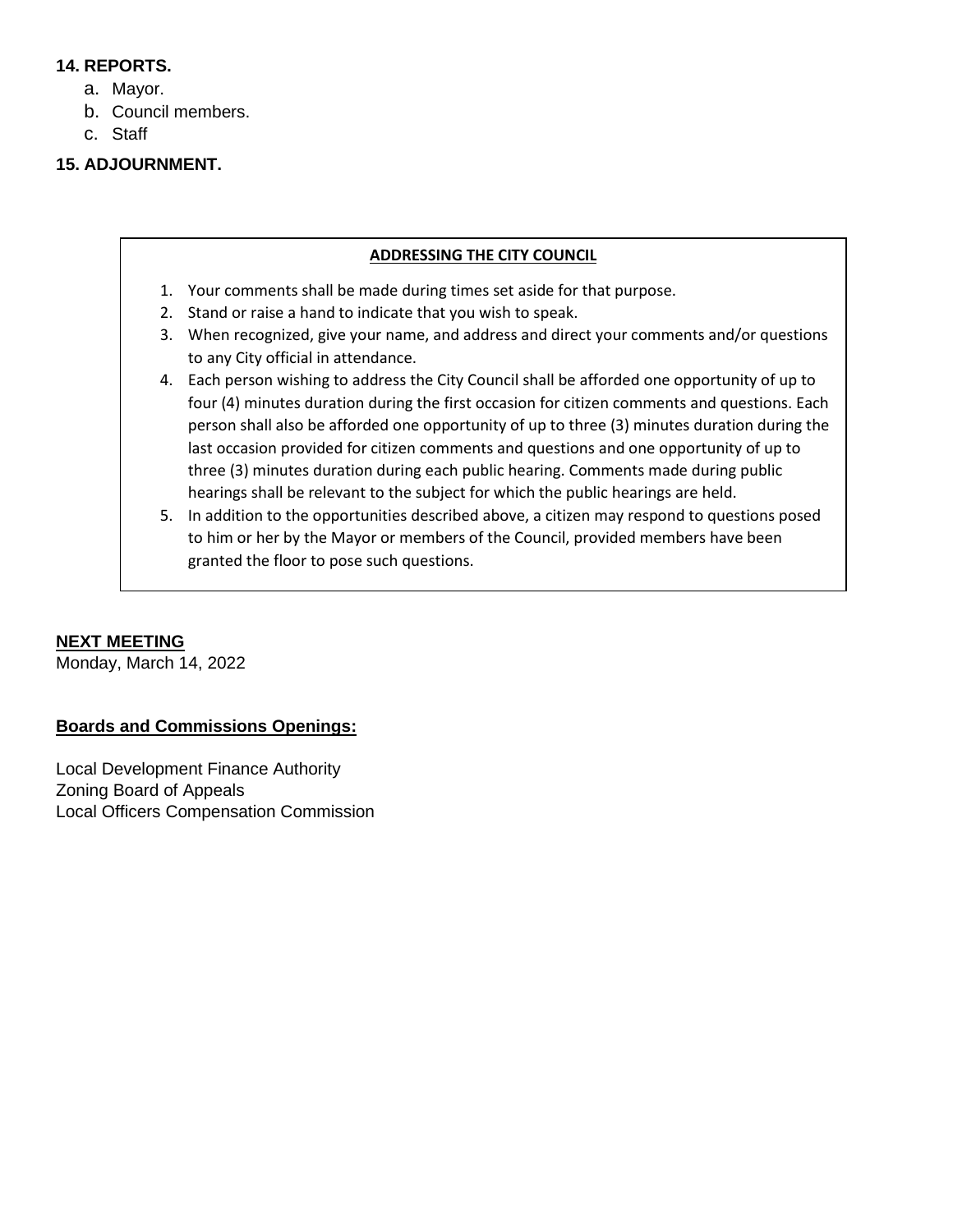**14. REPORTS.**

a. Mayor.
b. Council members.
c. Staff

**15. ADJOURNMENT.**

**ADDRESSING THE CITY COUNCIL**

1. Your comments shall be made during times set aside for that purpose.
2. Stand or raise a hand to indicate that you wish to speak.
3. When recognized, give your name, and address and direct your comments and/or questions to any City official in attendance.
4. Each person wishing to address the City Council shall be afforded one opportunity of up to four (4) minutes duration during the first occasion for citizen comments and questions. Each person shall also be afforded one opportunity of up to three (3) minutes duration during the last occasion provided for citizen comments and questions and one opportunity of up to three (3) minutes duration during each public hearing. Comments made during public hearings shall be relevant to the subject for which the public hearings are held.
5. In addition to the opportunities described above, a citizen may respond to questions posed to him or her by the Mayor or members of the Council, provided members have been granted the floor to pose such questions.

**NEXT MEETING**

Monday, March 14, 2022

**Boards and Commissions Openings:**

Local Development Finance Authority
Zoning Board of Appeals
Local Officers Compensation Commission